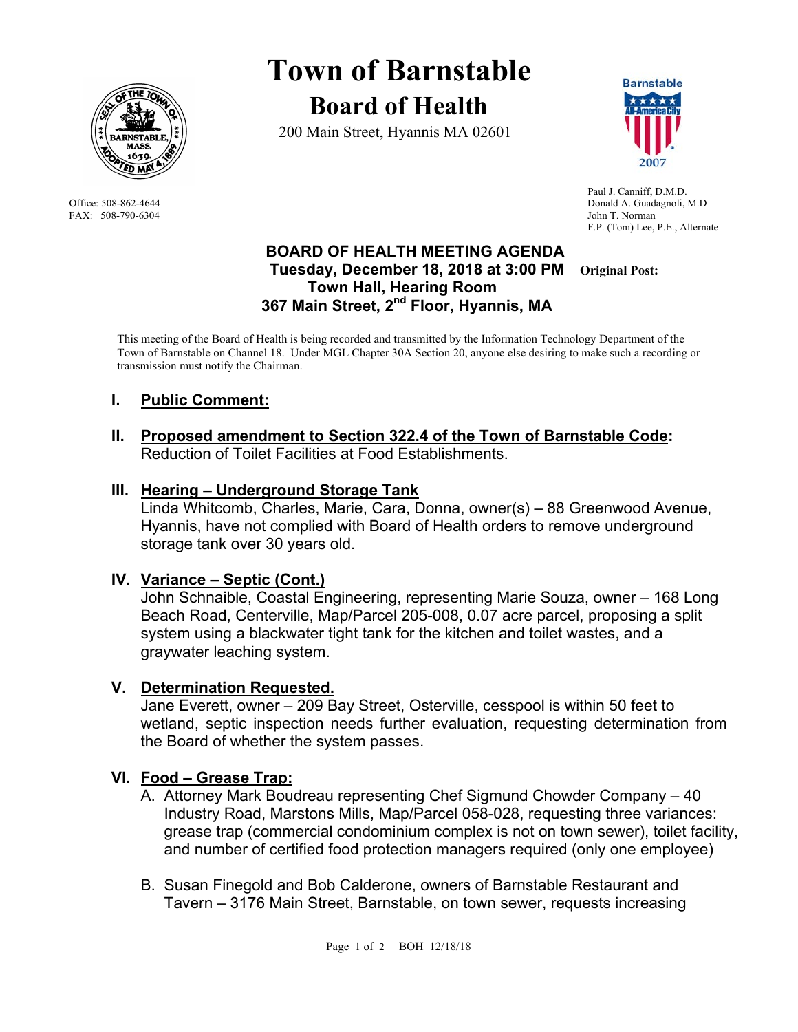# Town of Barnstable

## Board of Health

200 Main Street, Hyannis MA 02601

Office: 508-862-4644
FAX: 508-790-6304

Paul J. Canniff, D.M.D.
Donald A. Guadagnoli, M.D
John T. Norman
F.P. (Tom) Lee, P.E., Alternate

### BOARD OF HEALTH MEETING AGENDA

**Tuesday, December 18, 2018 at 3:00 PM** **Original Post:**

**Town Hall, Hearing Room**

**367 Main Street, 2nd Floor, Hyannis, MA**

This meeting of the Board of Health is being recorded and transmitted by the Information Technology Department of the Town of Barnstable on Channel 18. Under MGL Chapter 30A Section 20, anyone else desiring to make such a recording or transmission must notify the Chairman.

**I. Public Comment:**

**II. Proposed amendment to Section 322.4 of the Town of Barnstable Code:** Reduction of Toilet Facilities at Food Establishments.

**III. Hearing – Underground Storage Tank**
Linda Whitcomb, Charles, Marie, Cara, Donna, owner(s) – 88 Greenwood Avenue, Hyannis, have not complied with Board of Health orders to remove underground storage tank over 30 years old.

**IV. Variance – Septic (Cont.)**
John Schnaible, Coastal Engineering, representing Marie Souza, owner – 168 Long Beach Road, Centerville, Map/Parcel 205-008, 0.07 acre parcel, proposing a split system using a blackwater tight tank for the kitchen and toilet wastes, and a graywater leaching system.

**V. Determination Requested.**
Jane Everett, owner – 209 Bay Street, Osterville, cesspool is within 50 feet to wetland, septic inspection needs further evaluation, requesting determination from the Board of whether the system passes.

**VI. Food – Grease Trap:**

A. Attorney Mark Boudreau representing Chef Sigmund Chowder Company – 40 Industry Road, Marstons Mills, Map/Parcel 058-028, requesting three variances: grease trap (commercial condominium complex is not on town sewer), toilet facility, and number of certified food protection managers required (only one employee)

B. Susan Finegold and Bob Calderone, owners of Barnstable Restaurant and Tavern – 3176 Main Street, Barnstable, on town sewer, requests increasing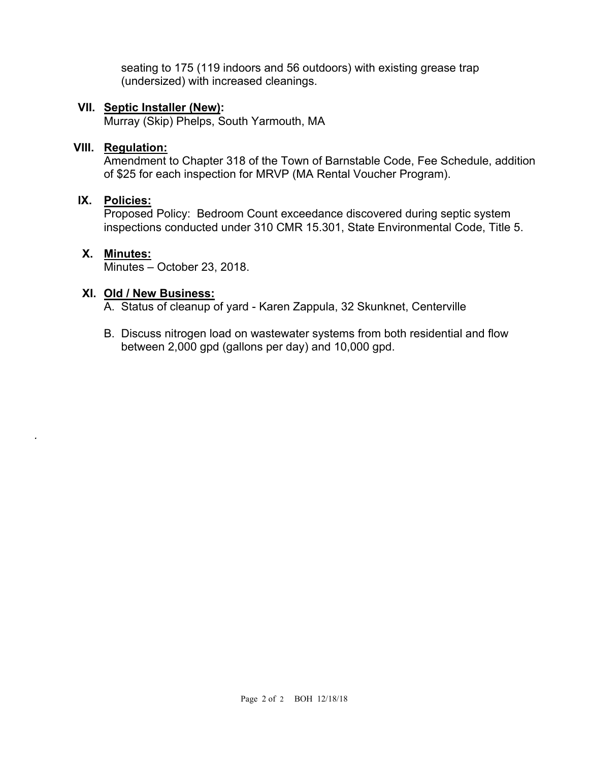seating to 175 (119 indoors and 56 outdoors) with existing grease trap (undersized) with increased cleanings.

**VII. Septic Installer (New):**

Murray (Skip) Phelps, South Yarmouth, MA

**VIII. Regulation:**

Amendment to Chapter 318 of the Town of Barnstable Code, Fee Schedule, addition of $25 for each inspection for MRVP (MA Rental Voucher Program).

**IX. Policies:**

Proposed Policy: Bedroom Count exceedance discovered during septic system inspections conducted under 310 CMR 15.301, State Environmental Code, Title 5.

**X. Minutes:**

Minutes – October 23, 2018.

**XI. Old / New Business:**

A. Status of cleanup of yard - Karen Zappula, 32 Skunknet, Centerville

B. Discuss nitrogen load on wastewater systems from both residential and flow between 2,000 gpd (gallons per day) and 10,000 gpd.

.